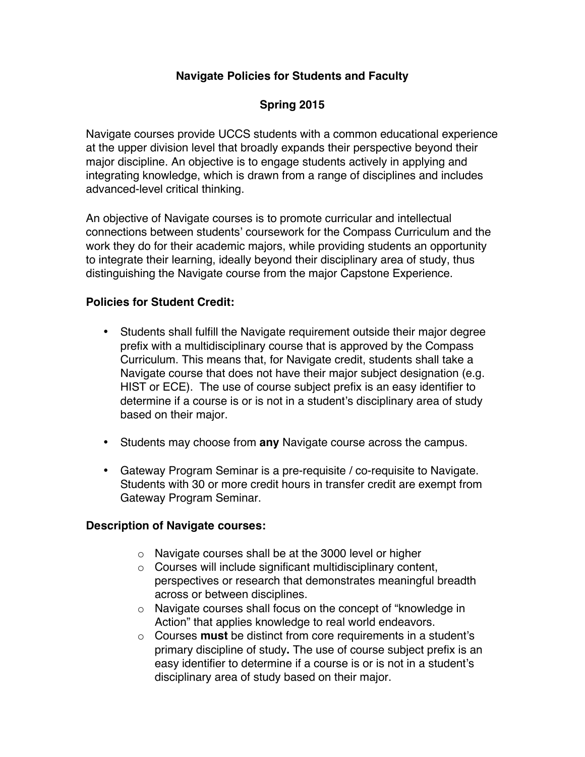# Navigate Policies for Students and Faculty

## Spring 2015

Navigate courses provide UCCS students with a common educational experience at the upper division level that broadly expands their perspective beyond their major discipline. An objective is to engage students actively in applying and integrating knowledge, which is drawn from a range of disciplines and includes advanced-level critical thinking.

An objective of Navigate courses is to promote curricular and intellectual connections between students' coursework for the Compass Curriculum and the work they do for their academic majors, while providing students an opportunity to integrate their learning, ideally beyond their disciplinary area of study, thus distinguishing the Navigate course from the major Capstone Experience.

### Policies for Student Credit:

- Students shall fulfill the Navigate requirement outside their major degree prefix with a multidisciplinary course that is approved by the Compass Curriculum. This means that, for Navigate credit, students shall take a Navigate course that does not have their major subject designation (e.g. HIST or ECE). The use of course subject prefix is an easy identifier to determine if a course is or is not in a student's disciplinary area of study based on their major.

- Students may choose from **any** Navigate course across the campus.

- Gateway Program Seminar is a pre-requisite / co-requisite to Navigate. Students with 30 or more credit hours in transfer credit are exempt from Gateway Program Seminar.

### Description of Navigate courses:

- Navigate courses shall be at the 3000 level or higher
- Courses will include significant multidisciplinary content, perspectives or research that demonstrates meaningful breadth across or between disciplines.
- Navigate courses shall focus on the concept of "knowledge in Action" that applies knowledge to real world endeavors.
- Courses **must** be distinct from core requirements in a student's primary discipline of study**.** The use of course subject prefix is an easy identifier to determine if a course is or is not in a student's disciplinary area of study based on their major.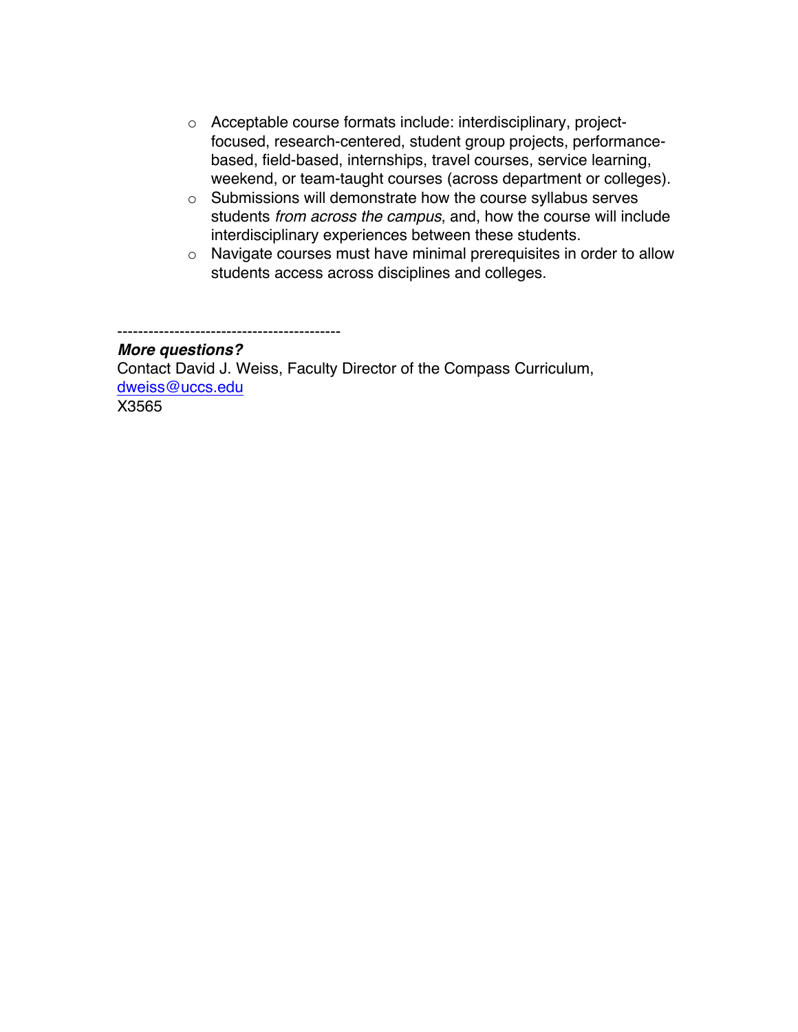- Acceptable course formats include: interdisciplinary, project-focused, research-centered, student group projects, performance-based, field-based, internships, travel courses, service learning, weekend, or team-taught courses (across department or colleges).
- Submissions will demonstrate how the course syllabus serves students *from across the campus*, and, how the course will include interdisciplinary experiences between these students.
- Navigate courses must have minimal prerequisites in order to allow students access across disciplines and colleges.

------------------------------------------

***More questions?***

Contact David J. Weiss, Faculty Director of the Compass Curriculum,
dweiss@uccs.edu
X3565